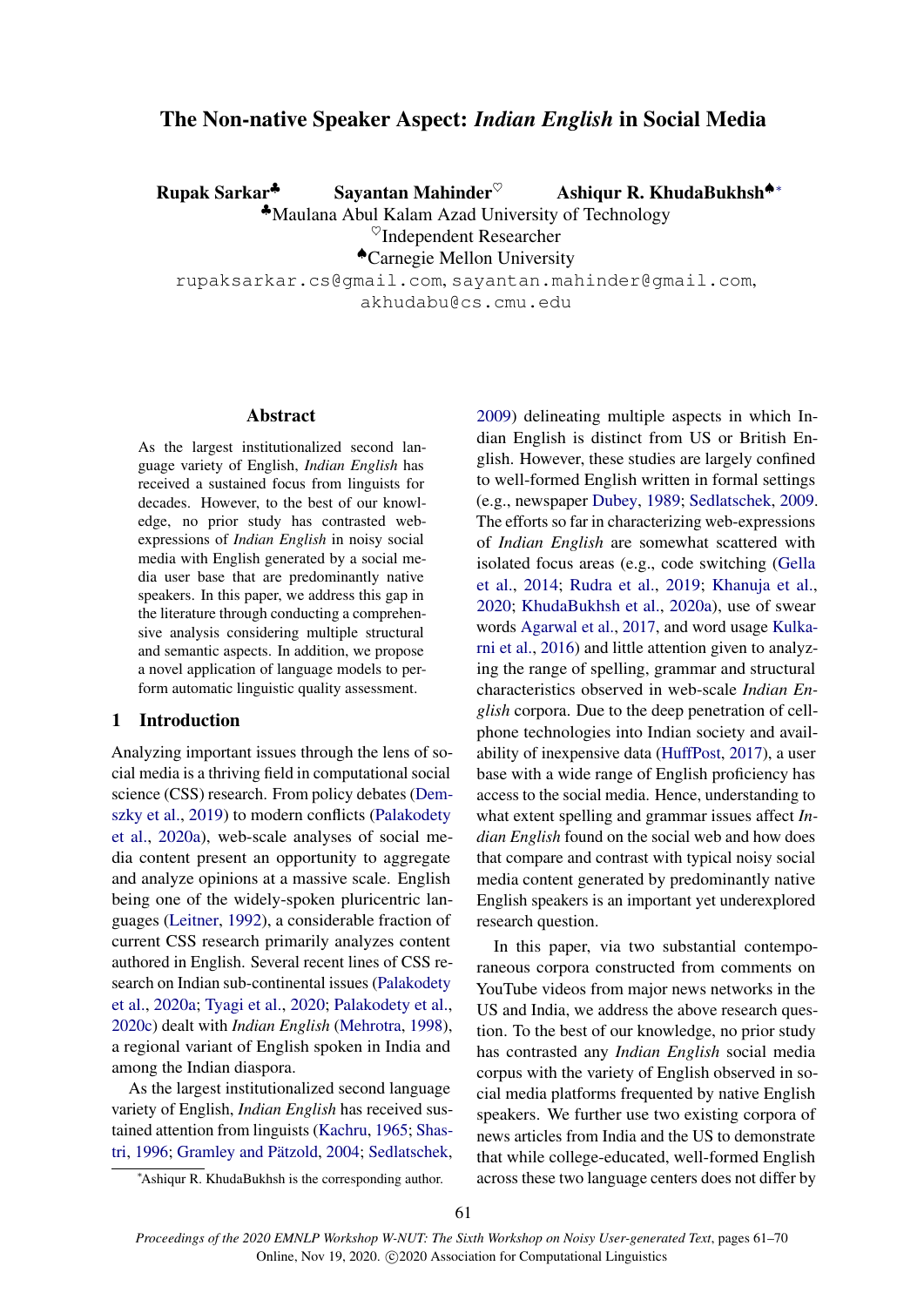# The Non-native Speaker Aspect: *Indian English* in Social Media

**Rupak Sarkar**[♣] **Sayantan Mahinder**[♡] **Ashiqur R. KhudaBukhsh**[♠*]

[♣]Maulana Abul Kalam Azad University of Technology

[♡]Independent Researcher

[♠]Carnegie Mellon University

rupaksarkar.cs@gmail.com, sayantan.mahinder@gmail.com, akhudabu@cs.cmu.edu

## Abstract

As the largest institutionalized second language variety of English, *Indian English* has received a sustained focus from linguists for decades. However, to the best of our knowledge, no prior study has contrasted web-expressions of *Indian English* in noisy social media with English generated by a social media user base that are predominantly native speakers. In this paper, we address this gap in the literature through conducting a comprehensive analysis considering multiple structural and semantic aspects. In addition, we propose a novel application of language models to perform automatic linguistic quality assessment.

## 1 Introduction

Analyzing important issues through the lens of social media is a thriving field in computational social science (CSS) research. From policy debates (Demszky et al., 2019) to modern conflicts (Palakodety et al., 2020a), web-scale analyses of social media content present an opportunity to aggregate and analyze opinions at a massive scale. English being one of the widely-spoken pluricentric languages (Leitner, 1992), a considerable fraction of current CSS research primarily analyzes content authored in English. Several recent lines of CSS research on Indian sub-continental issues (Palakodety et al., 2020a; Tyagi et al., 2020; Palakodety et al., 2020c) dealt with *Indian English* (Mehrotra, 1998), a regional variant of English spoken in India and among the Indian diaspora.

As the largest institutionalized second language variety of English, *Indian English* has received sustained attention from linguists (Kachru, 1965; Shastri, 1996; Gramley and Pätzold, 2004; Sedlatschek, 2009) delineating multiple aspects in which Indian English is distinct from US or British English. However, these studies are largely confined to well-formed English written in formal settings (e.g., newspaper Dubey, 1989; Sedlatschek, 2009. The efforts so far in characterizing web-expressions of *Indian English* are somewhat scattered with isolated focus areas (e.g., code switching (Gella et al., 2014; Rudra et al., 2019; Khanuja et al., 2020; KhudaBukhsh et al., 2020a), use of swear words Agarwal et al., 2017, and word usage Kulkarni et al., 2016) and little attention given to analyzing the range of spelling, grammar and structural characteristics observed in web-scale *Indian English* corpora. Due to the deep penetration of cellphone technologies into Indian society and availability of inexpensive data (HuffPost, 2017), a user base with a wide range of English proficiency has access to the social media. Hence, understanding to what extent spelling and grammar issues affect *Indian English* found on the social web and how does that compare and contrast with typical noisy social media content generated by predominantly native English speakers is an important yet underexplored research question.

In this paper, via two substantial contemporaneous corpora constructed from comments on YouTube videos from major news networks in the US and India, we address the above research question. To the best of our knowledge, no prior study has contrasted any *Indian English* social media corpus with the variety of English observed in social media platforms frequented by native English speakers. We further use two existing corpora of news articles from India and the US to demonstrate that while college-educated, well-formed English across these two language centers does not differ by

[*]Ashiqur R. KhudaBukhsh is the corresponding author.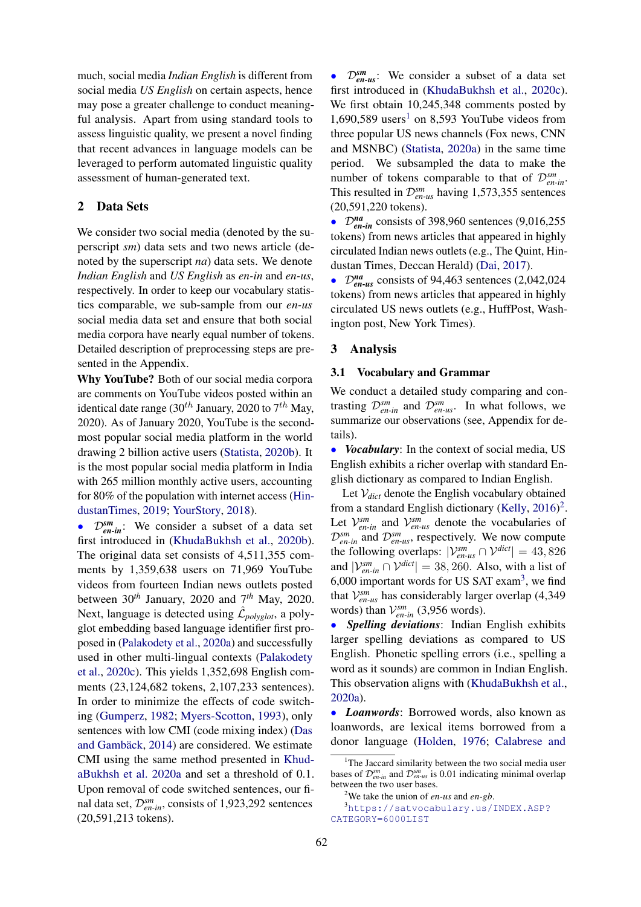much, social media *Indian English* is different from social media *US English* on certain aspects, hence may pose a greater challenge to conduct meaningful analysis. Apart from using standard tools to assess linguistic quality, we present a novel finding that recent advances in language models can be leveraged to perform automated linguistic quality assessment of human-generated text.

## 2 Data Sets

We consider two social media (denoted by the superscript *sm*) data sets and two news article (denoted by the superscript *na*) data sets. We denote *Indian English* and *US English* as *en-in* and *en-us*, respectively. In order to keep our vocabulary statistics comparable, we sub-sample from our *en-us* social media data set and ensure that both social media corpora have nearly equal number of tokens. Detailed description of preprocessing steps are presented in the Appendix.

**Why YouTube?** Both of our social media corpora are comments on YouTube videos posted within an identical date range (30$^{th}$ January, 2020 to 7$^{th}$ May, 2020). As of January 2020, YouTube is the second-most popular social media platform in the world drawing 2 billion active users (Statista, 2020b). It is the most popular social media platform in India with 265 million monthly active users, accounting for 80% of the population with internet access (HindustanTimes, 2019; YourStory, 2018).

- $\mathcal{D}^{sm}_{en\text{-}in}$: We consider a subset of a data set first introduced in (KhudaBukhsh et al., 2020b). The original data set consists of 4,511,355 comments by 1,359,638 users on 71,969 YouTube videos from fourteen Indian news outlets posted between 30$^{th}$ January, 2020 and 7$^{th}$ May, 2020. Next, language is detected using $\hat{\mathcal{L}}_{polyglot}$, a polyglot embedding based language identifier first proposed in (Palakodety et al., 2020a) and successfully used in other multi-lingual contexts (Palakodety et al., 2020c). This yields 1,352,698 English comments (23,124,682 tokens, 2,107,233 sentences). In order to minimize the effects of code switching (Gumperz, 1982; Myers-Scotton, 1993), only sentences with low CMI (code mixing index) (Das and Gambäck, 2014) are considered. We estimate CMI using the same method presented in KhudaBukhsh et al. 2020a and set a threshold of 0.1. Upon removal of code switched sentences, our final data set, $\mathcal{D}^{sm}_{en\text{-}in}$, consists of 1,923,292 sentences (20,591,213 tokens).
- $\mathcal{D}^{sm}_{en\text{-}us}$: We consider a subset of a data set first introduced in (KhudaBukhsh et al., 2020c). We first obtain 10,245,348 comments posted by 1,690,589 users[1] on 8,593 YouTube videos from three popular US news channels (Fox news, CNN and MSNBC) (Statista, 2020a) in the same time period. We subsampled the data to make the number of tokens comparable to that of $\mathcal{D}^{sm}_{en\text{-}in}$. This resulted in $\mathcal{D}^{sm}_{en\text{-}us}$ having 1,573,355 sentences (20,591,220 tokens).
- $\mathcal{D}^{na}_{en\text{-}in}$ consists of 398,960 sentences (9,016,255 tokens) from news articles that appeared in highly circulated Indian news outlets (e.g., The Quint, Hindustan Times, Deccan Herald) (Dai, 2017).
- $\mathcal{D}^{na}_{en\text{-}us}$ consists of 94,463 sentences (2,042,024 tokens) from news articles that appeared in highly circulated US news outlets (e.g., HuffPost, Washington post, New York Times).

## 3 Analysis

### 3.1 Vocabulary and Grammar

We conduct a detailed study comparing and contrasting $\mathcal{D}^{sm}_{en\text{-}in}$ and $\mathcal{D}^{sm}_{en\text{-}us}$. In what follows, we summarize our observations (see, Appendix for details).

- ***Vocabulary***: In the context of social media, US English exhibits a richer overlap with standard English dictionary as compared to Indian English.

Let $\mathcal{V}_{dict}$ denote the English vocabulary obtained from a standard English dictionary (Kelly, 2016)[2]. Let $\mathcal{V}^{sm}_{en\text{-}in}$ and $\mathcal{V}^{sm}_{en\text{-}us}$ denote the vocabularies of $\mathcal{D}^{sm}_{en\text{-}in}$ and $\mathcal{D}^{sm}_{en\text{-}us}$, respectively. We now compute the following overlaps: $|\mathcal{V}^{sm}_{en\text{-}us} \cap \mathcal{V}^{dict}| = 43,826$ and $|\mathcal{V}^{sm}_{en\text{-}in} \cap \mathcal{V}^{dict}| = 38,260$. Also, with a list of 6,000 important words for US SAT exam[3], we find that $\mathcal{V}^{sm}_{en\text{-}us}$ has considerably larger overlap (4,349 words) than $\mathcal{V}^{sm}_{en\text{-}in}$ (3,956 words).

- ***Spelling deviations***: Indian English exhibits larger spelling deviations as compared to US English. Phonetic spelling errors (i.e., spelling a word as it sounds) are common in Indian English. This observation aligns with (KhudaBukhsh et al., 2020a).
- ***Loanwords***: Borrowed words, also known as loanwords, are lexical items borrowed from a donor language (Holden, 1976; Calabrese and

[1] The Jaccard similarity between the two social media user bases of $\mathcal{D}^{sm}_{en\text{-}in}$ and $\mathcal{D}^{sm}_{en\text{-}us}$ is 0.01 indicating minimal overlap between the two user bases.

[2] We take the union of *en-us* and *en-gb*.

[3] https://satvocabulary.us/INDEX.ASP?CATEGORY=6000LIST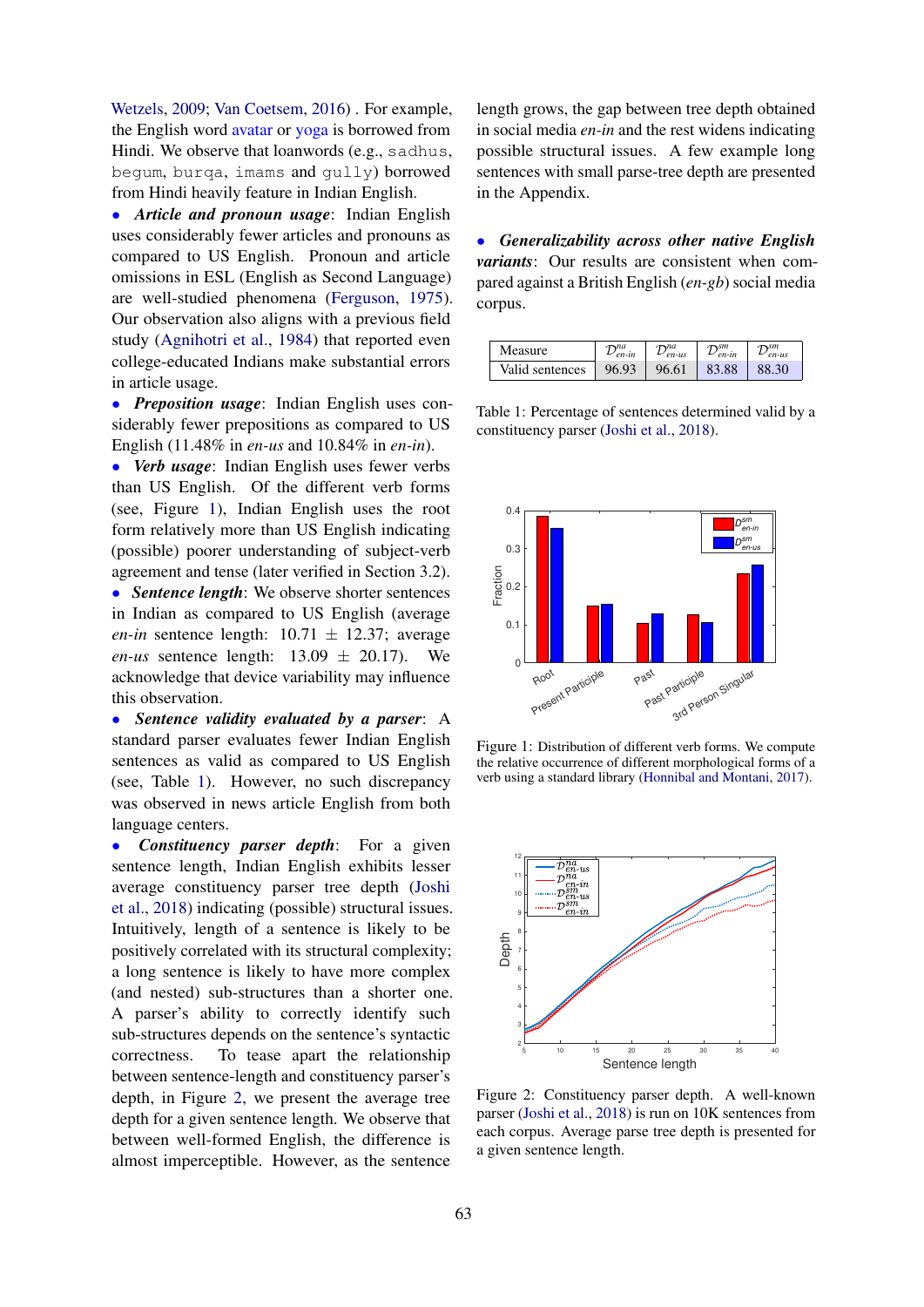Wetzels, 2009; Van Coetsem, 2016) . For example, the English word avatar or yoga is borrowed from Hindi. We observe that loanwords (e.g., `sadhus`, `begum`, `burqa`, `imams` and `gully`) borrowed from Hindi heavily feature in Indian English.

- ***Article and pronoun usage***: Indian English uses considerably fewer articles and pronouns as compared to US English. Pronoun and article omissions in ESL (English as Second Language) are well-studied phenomena (Ferguson, 1975). Our observation also aligns with a previous field study (Agnihotri et al., 1984) that reported even college-educated Indians make substantial errors in article usage.
- ***Preposition usage***: Indian English uses considerably fewer prepositions as compared to US English (11.48% in *en-us* and 10.84% in *en-in*).
- ***Verb usage***: Indian English uses fewer verbs than US English. Of the different verb forms (see, Figure 1), Indian English uses the root form relatively more than US English indicating (possible) poorer understanding of subject-verb agreement and tense (later verified in Section 3.2).
- ***Sentence length***: We observe shorter sentences in Indian as compared to US English (average *en-in* sentence length: 10.71 ± 12.37; average *en-us* sentence length: 13.09 ± 20.17). We acknowledge that device variability may influence this observation.
- ***Sentence validity evaluated by a parser***: A standard parser evaluates fewer Indian English sentences as valid as compared to US English (see, Table 1). However, no such discrepancy was observed in news article English from both language centers.
- ***Constituency parser depth***: For a given sentence length, Indian English exhibits lesser average constituency parser tree depth (Joshi et al., 2018) indicating (possible) structural issues. Intuitively, length of a sentence is likely to be positively correlated with its structural complexity; a long sentence is likely to have more complex (and nested) sub-structures than a shorter one. A parser's ability to correctly identify such sub-structures depends on the sentence's syntactic correctness. To tease apart the relationship between sentence-length and constituency parser's depth, in Figure 2, we present the average tree depth for a given sentence length. We observe that between well-formed English, the difference is almost imperceptible. However, as the sentence length grows, the gap between tree depth obtained in social media *en-in* and the rest widens indicating possible structural issues. A few example long sentences with small parse-tree depth are presented in the Appendix.
- ***Generalizability across other native English variants***: Our results are consistent when compared against a British English (*en-gb*) social media corpus.

| Measure | $\mathcal{D}^{na}_{en\text{-}in}$ | $\mathcal{D}^{na}_{en\text{-}us}$ | $\mathcal{D}^{sm}_{en\text{-}in}$ | $\mathcal{D}^{sm}_{en\text{-}us}$ |
|---|---|---|---|---|
| Valid sentences | 96.93 | 96.61 | 83.88 | 88.30 |

Table 1: Percentage of sentences determined valid by a constituency parser (Joshi et al., 2018).

Figure 1: Distribution of different verb forms. We compute the relative occurrence of different morphological forms of a verb using a standard library (Honnibal and Montani, 2017).

Figure 2: Constituency parser depth. A well-known parser (Joshi et al., 2018) is run on 10K sentences from each corpus. Average parse tree depth is presented for a given sentence length.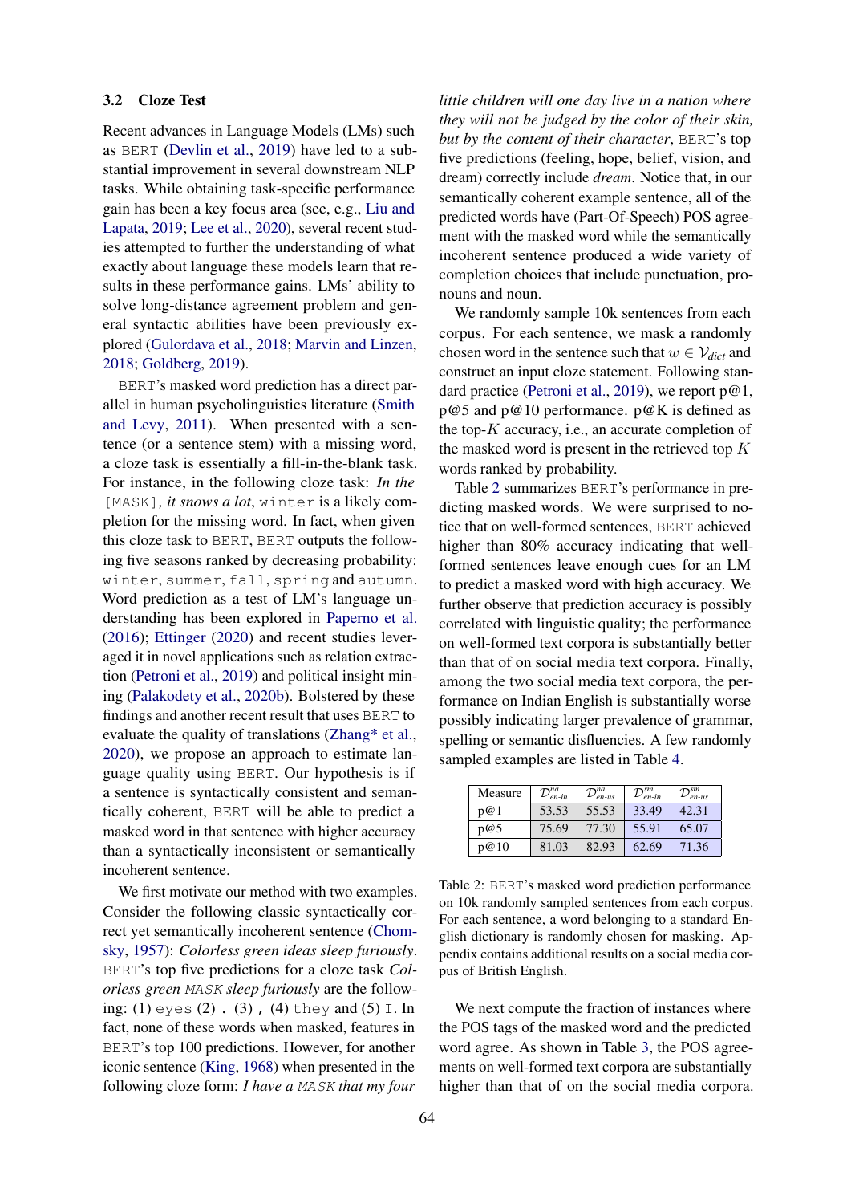### 3.2 Cloze Test

Recent advances in Language Models (LMs) such as BERT (Devlin et al., 2019) have led to a substantial improvement in several downstream NLP tasks. While obtaining task-specific performance gain has been a key focus area (see, e.g., Liu and Lapata, 2019; Lee et al., 2020), several recent studies attempted to further the understanding of what exactly about language these models learn that results in these performance gains. LMs' ability to solve long-distance agreement problem and general syntactic abilities have been previously explored (Gulordava et al., 2018; Marvin and Linzen, 2018; Goldberg, 2019).

BERT's masked word prediction has a direct parallel in human psycholinguistics literature (Smith and Levy, 2011). When presented with a sentence (or a sentence stem) with a missing word, a cloze task is essentially a fill-in-the-blank task. For instance, in the following cloze task: *In the* [MASK], *it snows a lot*, winter is a likely completion for the missing word. In fact, when given this cloze task to BERT, BERT outputs the following five seasons ranked by decreasing probability: winter, summer, fall, spring and autumn. Word prediction as a test of LM's language understanding has been explored in Paperno et al. (2016); Ettinger (2020) and recent studies leveraged it in novel applications such as relation extraction (Petroni et al., 2019) and political insight mining (Palakodety et al., 2020b). Bolstered by these findings and another recent result that uses BERT to evaluate the quality of translations (Zhang* et al., 2020), we propose an approach to estimate language quality using BERT. Our hypothesis is if a sentence is syntactically consistent and semantically coherent, BERT will be able to predict a masked word in that sentence with higher accuracy than a syntactically inconsistent or semantically incoherent sentence.

We first motivate our method with two examples. Consider the following classic syntactically correct yet semantically incoherent sentence (Chomsky, 1957): *Colorless green ideas sleep furiously*. BERT's top five predictions for a cloze task *Colorless green MASK sleep furiously* are the following: (1) eyes (2) . (3) , (4) they and (5) I. In fact, none of these words when masked, features in BERT's top 100 predictions. However, for another iconic sentence (King, 1968) when presented in the following cloze form: *I have a MASK that my four little children will one day live in a nation where they will not be judged by the color of their skin, but by the content of their character*, BERT's top five predictions (feeling, hope, belief, vision, and dream) correctly include *dream*. Notice that, in our semantically coherent example sentence, all of the predicted words have (Part-Of-Speech) POS agreement with the masked word while the semantically incoherent sentence produced a wide variety of completion choices that include punctuation, pronouns and noun.

We randomly sample 10k sentences from each corpus. For each sentence, we mask a randomly chosen word in the sentence such that $w \in \mathcal{V}_{dict}$ and construct an input cloze statement. Following standard practice (Petroni et al., 2019), we report p@1, p@5 and p@10 performance. p@K is defined as the top-$K$ accuracy, i.e., an accurate completion of the masked word is present in the retrieved top $K$ words ranked by probability.

Table 2 summarizes BERT's performance in predicting masked words. We were surprised to notice that on well-formed sentences, BERT achieved higher than 80% accuracy indicating that well-formed sentences leave enough cues for an LM to predict a masked word with high accuracy. We further observe that prediction accuracy is possibly correlated with linguistic quality; the performance on well-formed text corpora is substantially better than that of on social media text corpora. Finally, among the two social media text corpora, the performance on Indian English is substantially worse possibly indicating larger prevalence of grammar, spelling or semantic disfluencies. A few randomly sampled examples are listed in Table 4.

| Measure | $\mathcal{D}^{na}_{en\text{-}in}$ | $\mathcal{D}^{na}_{en\text{-}us}$ | $\mathcal{D}^{sm}_{en\text{-}in}$ | $\mathcal{D}^{sm}_{en\text{-}us}$ |
|---|---|---|---|---|
| p@1 | 53.53 | 55.53 | 33.49 | 42.31 |
| p@5 | 75.69 | 77.30 | 55.91 | 65.07 |
| p@10 | 81.03 | 82.93 | 62.69 | 71.36 |

Table 2: BERT's masked word prediction performance on 10k randomly sampled sentences from each corpus. For each sentence, a word belonging to a standard English dictionary is randomly chosen for masking. Appendix contains additional results on a social media corpus of British English.

We next compute the fraction of instances where the POS tags of the masked word and the predicted word agree. As shown in Table 3, the POS agreements on well-formed text corpora are substantially higher than that of on the social media corpora.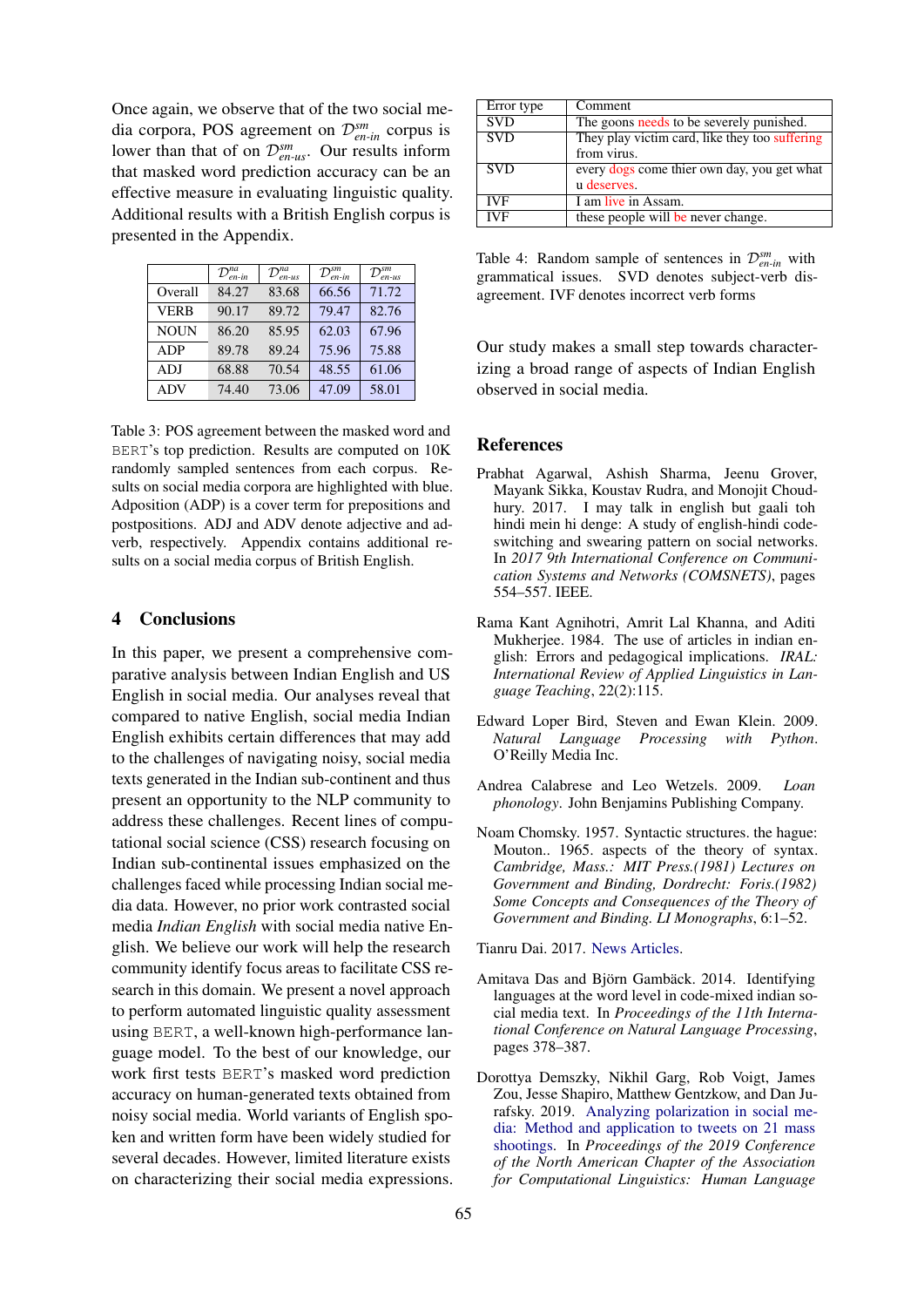Once again, we observe that of the two social media corpora, POS agreement on $\mathcal{D}^{sm}_{en\text{-}in}$ corpus is lower than that of on $\mathcal{D}^{sm}_{en\text{-}us}$. Our results inform that masked word prediction accuracy can be an effective measure in evaluating linguistic quality. Additional results with a British English corpus is presented in the Appendix.

| | $\mathcal{D}^{na}_{en\text{-}in}$ | $\mathcal{D}^{na}_{en\text{-}us}$ | $\mathcal{D}^{sm}_{en\text{-}in}$ | $\mathcal{D}^{sm}_{en\text{-}us}$ |
|---|---|---|---|---|
| Overall | 84.27 | 83.68 | 66.56 | 71.72 |
| VERB | 90.17 | 89.72 | 79.47 | 82.76 |
| NOUN | 86.20 | 85.95 | 62.03 | 67.96 |
| ADP | 89.78 | 89.24 | 75.96 | 75.88 |
| ADJ | 68.88 | 70.54 | 48.55 | 61.06 |
| ADV | 74.40 | 73.06 | 47.09 | 58.01 |

Table 3: POS agreement between the masked word and BERT's top prediction. Results are computed on 10K randomly sampled sentences from each corpus. Results on social media corpora are highlighted with blue. Adposition (ADP) is a cover term for prepositions and postpositions. ADJ and ADV denote adjective and adverb, respectively. Appendix contains additional results on a social media corpus of British English.

## 4 Conclusions

In this paper, we present a comprehensive comparative analysis between Indian English and US English in social media. Our analyses reveal that compared to native English, social media Indian English exhibits certain differences that may add to the challenges of navigating noisy, social media texts generated in the Indian sub-continent and thus present an opportunity to the NLP community to address these challenges. Recent lines of computational social science (CSS) research focusing on Indian sub-continental issues emphasized on the challenges faced while processing Indian social media data. However, no prior work contrasted social media *Indian English* with social media native English. We believe our work will help the research community identify focus areas to facilitate CSS research in this domain. We present a novel approach to perform automated linguistic quality assessment using BERT, a well-known high-performance language model. To the best of our knowledge, our work first tests BERT's masked word prediction accuracy on human-generated texts obtained from noisy social media. World variants of English spoken and written form have been widely studied for several decades. However, limited literature exists on characterizing their social media expressions.

| Error type | Comment |
|---|---|
| SVD | The goons needs to be severely punished. |
| SVD | They play victim card, like they too suffering from virus. |
| SVD | every dogs come thier own day, you get what u deserves. |
| IVF | I am live in Assam. |
| IVF | these people will be never change. |

Table 4: Random sample of sentences in $\mathcal{D}^{sm}_{en\text{-}in}$ with grammatical issues. SVD denotes subject-verb disagreement. IVF denotes incorrect verb forms

Our study makes a small step towards characterizing a broad range of aspects of Indian English observed in social media.

## References

Prabhat Agarwal, Ashish Sharma, Jeenu Grover, Mayank Sikka, Koustav Rudra, and Monojit Choudhury. 2017. I may talk in english but gaali toh hindi mein hi denge: A study of english-hindi code-switching and swearing pattern on social networks. In *2017 9th International Conference on Communication Systems and Networks (COMSNETS)*, pages 554–557. IEEE.

Rama Kant Agnihotri, Amrit Lal Khanna, and Aditi Mukherjee. 1984. The use of articles in indian english: Errors and pedagogical implications. *IRAL: International Review of Applied Linguistics in Language Teaching*, 22(2):115.

Edward Loper Bird, Steven and Ewan Klein. 2009. *Natural Language Processing with Python*. O'Reilly Media Inc.

Andrea Calabrese and Leo Wetzels. 2009. *Loan phonology*. John Benjamins Publishing Company.

Noam Chomsky. 1957. Syntactic structures. the hague: Mouton.. 1965. aspects of the theory of syntax. *Cambridge, Mass.: MIT Press.(1981) Lectures on Government and Binding, Dordrecht: Foris.(1982) Some Concepts and Consequences of the Theory of Government and Binding. LI Monographs*, 6:1–52.

Tianru Dai. 2017. News Articles.

Amitava Das and Björn Gambäck. 2014. Identifying languages at the word level in code-mixed indian social media text. In *Proceedings of the 11th International Conference on Natural Language Processing*, pages 378–387.

Dorottya Demszky, Nikhil Garg, Rob Voigt, James Zou, Jesse Shapiro, Matthew Gentzkow, and Dan Jurafsky. 2019. Analyzing polarization in social media: Method and application to tweets on 21 mass shootings. In *Proceedings of the 2019 Conference of the North American Chapter of the Association for Computational Linguistics: Human Language*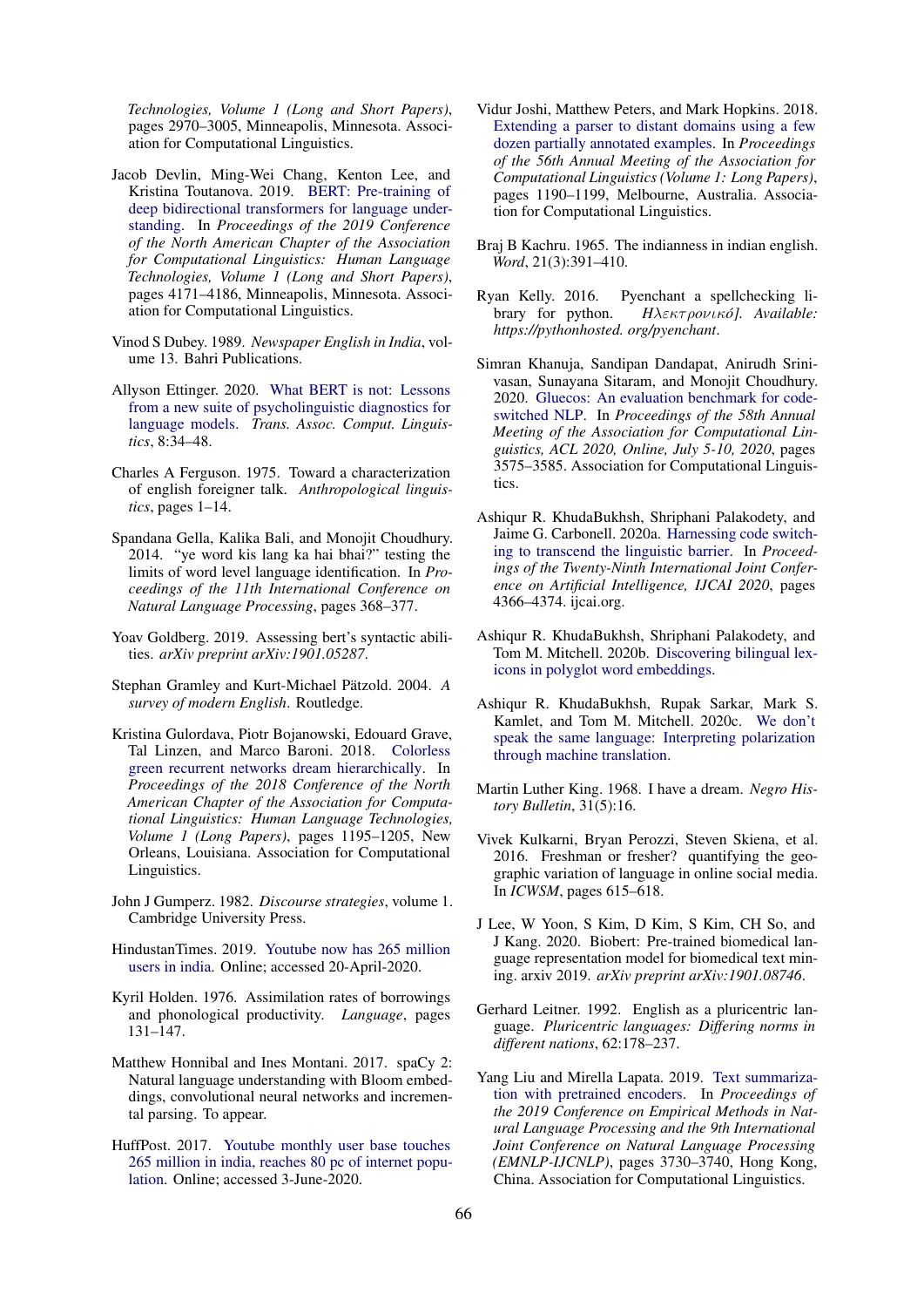Technologies, Volume 1 (Long and Short Papers)*, pages 2970–3005, Minneapolis, Minnesota. Association for Computational Linguistics.

Jacob Devlin, Ming-Wei Chang, Kenton Lee, and Kristina Toutanova. 2019. BERT: Pre-training of deep bidirectional transformers for language understanding. In *Proceedings of the 2019 Conference of the North American Chapter of the Association for Computational Linguistics: Human Language Technologies, Volume 1 (Long and Short Papers)*, pages 4171–4186, Minneapolis, Minnesota. Association for Computational Linguistics.

Vinod S Dubey. 1989. *Newspaper English in India*, volume 13. Bahri Publications.

Allyson Ettinger. 2020. What BERT is not: Lessons from a new suite of psycholinguistic diagnostics for language models. *Trans. Assoc. Comput. Linguistics*, 8:34–48.

Charles A Ferguson. 1975. Toward a characterization of english foreigner talk. *Anthropological linguistics*, pages 1–14.

Spandana Gella, Kalika Bali, and Monojit Choudhury. 2014. "ye word kis lang ka hai bhai?" testing the limits of word level language identification. In *Proceedings of the 11th International Conference on Natural Language Processing*, pages 368–377.

Yoav Goldberg. 2019. Assessing bert's syntactic abilities. *arXiv preprint arXiv:1901.05287*.

Stephan Gramley and Kurt-Michael Pätzold. 2004. *A survey of modern English*. Routledge.

Kristina Gulordava, Piotr Bojanowski, Edouard Grave, Tal Linzen, and Marco Baroni. 2018. Colorless green recurrent networks dream hierarchically. In *Proceedings of the 2018 Conference of the North American Chapter of the Association for Computational Linguistics: Human Language Technologies, Volume 1 (Long Papers)*, pages 1195–1205, New Orleans, Louisiana. Association for Computational Linguistics.

John J Gumperz. 1982. *Discourse strategies*, volume 1. Cambridge University Press.

HindustanTimes. 2019. Youtube now has 265 million users in india. Online; accessed 20-April-2020.

Kyril Holden. 1976. Assimilation rates of borrowings and phonological productivity. *Language*, pages 131–147.

Matthew Honnibal and Ines Montani. 2017. spaCy 2: Natural language understanding with Bloom embeddings, convolutional neural networks and incremental parsing. To appear.

HuffPost. 2017. Youtube monthly user base touches 265 million in india, reaches 80 pc of internet population. Online; accessed 3-June-2020.

Vidur Joshi, Matthew Peters, and Mark Hopkins. 2018. Extending a parser to distant domains using a few dozen partially annotated examples. In *Proceedings of the 56th Annual Meeting of the Association for Computational Linguistics (Volume 1: Long Papers)*, pages 1190–1199, Melbourne, Australia. Association for Computational Linguistics.

Braj B Kachru. 1965. The indianness in indian english. *Word*, 21(3):391–410.

Ryan Kelly. 2016. Pyenchant a spellchecking library for python. *Ηλεκτρονικό]. Available: https://pythonhosted. org/pyenchant*.

Simran Khanuja, Sandipan Dandapat, Anirudh Srinivasan, Sunayana Sitaram, and Monojit Choudhury. 2020. Gluecos: An evaluation benchmark for code-switched NLP. In *Proceedings of the 58th Annual Meeting of the Association for Computational Linguistics, ACL 2020, Online, July 5-10, 2020*, pages 3575–3585. Association for Computational Linguistics.

Ashiqur R. KhudaBukhsh, Shriphani Palakodety, and Jaime G. Carbonell. 2020a. Harnessing code switching to transcend the linguistic barrier. In *Proceedings of the Twenty-Ninth International Joint Conference on Artificial Intelligence, IJCAI 2020*, pages 4366–4374. ijcai.org.

Ashiqur R. KhudaBukhsh, Shriphani Palakodety, and Tom M. Mitchell. 2020b. Discovering bilingual lexicons in polyglot word embeddings.

Ashiqur R. KhudaBukhsh, Rupak Sarkar, Mark S. Kamlet, and Tom M. Mitchell. 2020c. We don't speak the same language: Interpreting polarization through machine translation.

Martin Luther King. 1968. I have a dream. *Negro History Bulletin*, 31(5):16.

Vivek Kulkarni, Bryan Perozzi, Steven Skiena, et al. 2016. Freshman or fresher? quantifying the geographic variation of language in online social media. In *ICWSM*, pages 615–618.

J Lee, W Yoon, S Kim, D Kim, S Kim, CH So, and J Kang. 2020. Biobert: Pre-trained biomedical language representation model for biomedical text mining. arxiv 2019. *arXiv preprint arXiv:1901.08746*.

Gerhard Leitner. 1992. English as a pluricentric language. *Pluricentric languages: Differing norms in different nations*, 62:178–237.

Yang Liu and Mirella Lapata. 2019. Text summarization with pretrained encoders. In *Proceedings of the 2019 Conference on Empirical Methods in Natural Language Processing and the 9th International Joint Conference on Natural Language Processing (EMNLP-IJCNLP)*, pages 3730–3740, Hong Kong, China. Association for Computational Linguistics.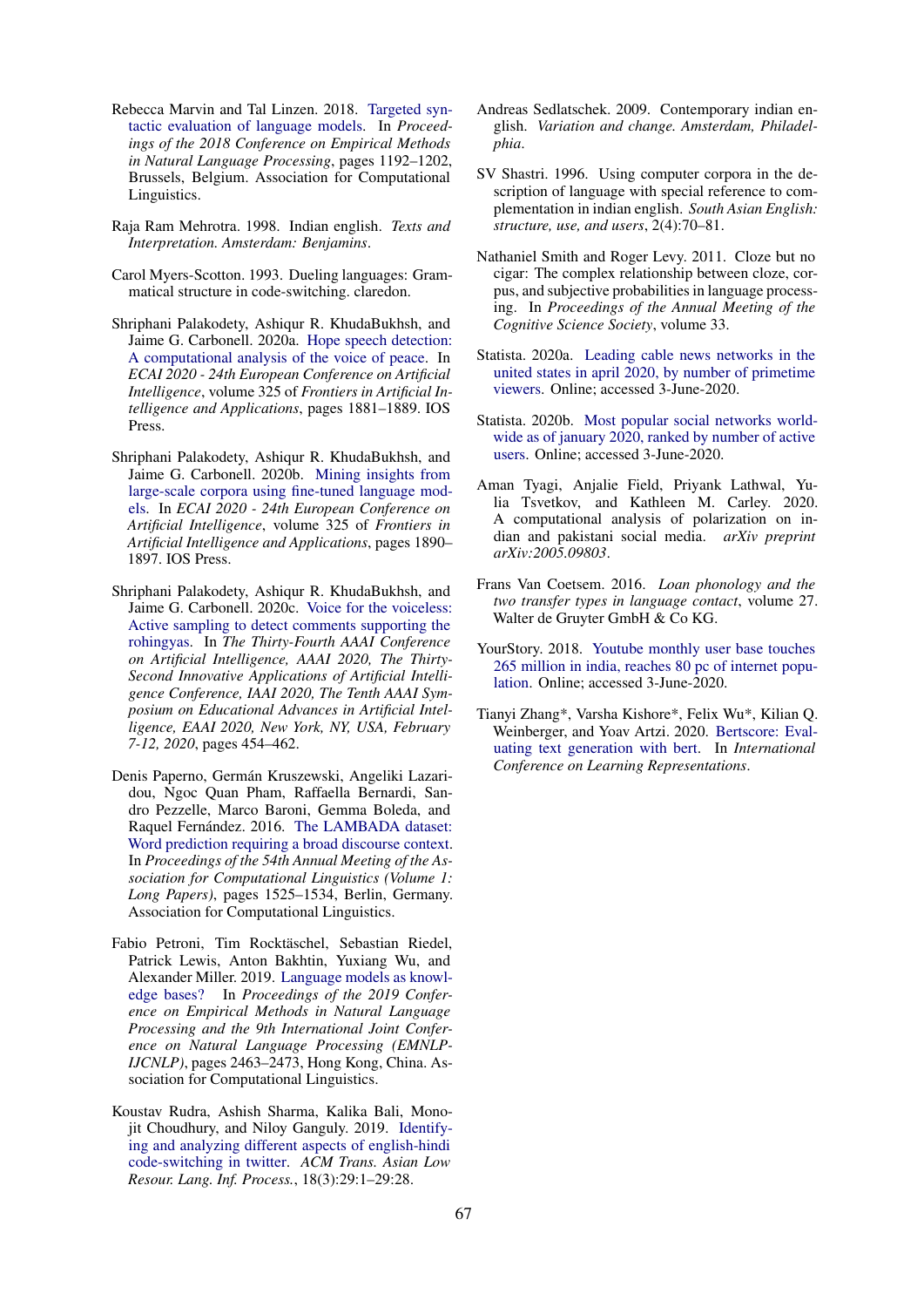Rebecca Marvin and Tal Linzen. 2018. Targeted syntactic evaluation of language models. In *Proceedings of the 2018 Conference on Empirical Methods in Natural Language Processing*, pages 1192–1202, Brussels, Belgium. Association for Computational Linguistics.

Raja Ram Mehrotra. 1998. Indian english. *Texts and Interpretation. Amsterdam: Benjamins*.

Carol Myers-Scotton. 1993. Dueling languages: Grammatical structure in code-switching. claredon.

Shriphani Palakodety, Ashiqur R. KhudaBukhsh, and Jaime G. Carbonell. 2020a. Hope speech detection: A computational analysis of the voice of peace. In *ECAI 2020 - 24th European Conference on Artificial Intelligence*, volume 325 of *Frontiers in Artificial Intelligence and Applications*, pages 1881–1889. IOS Press.

Shriphani Palakodety, Ashiqur R. KhudaBukhsh, and Jaime G. Carbonell. 2020b. Mining insights from large-scale corpora using fine-tuned language models. In *ECAI 2020 - 24th European Conference on Artificial Intelligence*, volume 325 of *Frontiers in Artificial Intelligence and Applications*, pages 1890–1897. IOS Press.

Shriphani Palakodety, Ashiqur R. KhudaBukhsh, and Jaime G. Carbonell. 2020c. Voice for the voiceless: Active sampling to detect comments supporting the rohingyas. In *The Thirty-Fourth AAAI Conference on Artificial Intelligence, AAAI 2020, The Thirty-Second Innovative Applications of Artificial Intelligence Conference, IAAI 2020, The Tenth AAAI Symposium on Educational Advances in Artificial Intelligence, EAAI 2020, New York, NY, USA, February 7-12, 2020*, pages 454–462.

Denis Paperno, Germán Kruszewski, Angeliki Lazaridou, Ngoc Quan Pham, Raffaella Bernardi, Sandro Pezzelle, Marco Baroni, Gemma Boleda, and Raquel Fernández. 2016. The LAMBADA dataset: Word prediction requiring a broad discourse context. In *Proceedings of the 54th Annual Meeting of the Association for Computational Linguistics (Volume 1: Long Papers)*, pages 1525–1534, Berlin, Germany. Association for Computational Linguistics.

Fabio Petroni, Tim Rocktäschel, Sebastian Riedel, Patrick Lewis, Anton Bakhtin, Yuxiang Wu, and Alexander Miller. 2019. Language models as knowledge bases? In *Proceedings of the 2019 Conference on Empirical Methods in Natural Language Processing and the 9th International Joint Conference on Natural Language Processing (EMNLP-IJCNLP)*, pages 2463–2473, Hong Kong, China. Association for Computational Linguistics.

Koustav Rudra, Ashish Sharma, Kalika Bali, Monojit Choudhury, and Niloy Ganguly. 2019. Identifying and analyzing different aspects of english-hindi code-switching in twitter. *ACM Trans. Asian Low Resour. Lang. Inf. Process.*, 18(3):29:1–29:28.

Andreas Sedlatschek. 2009. Contemporary indian english. *Variation and change. Amsterdam, Philadelphia*.

SV Shastri. 1996. Using computer corpora in the description of language with special reference to complementation in indian english. *South Asian English: structure, use, and users*, 2(4):70–81.

Nathaniel Smith and Roger Levy. 2011. Cloze but no cigar: The complex relationship between cloze, corpus, and subjective probabilities in language processing. In *Proceedings of the Annual Meeting of the Cognitive Science Society*, volume 33.

Statista. 2020a. Leading cable news networks in the united states in april 2020, by number of primetime viewers. Online; accessed 3-June-2020.

Statista. 2020b. Most popular social networks worldwide as of january 2020, ranked by number of active users. Online; accessed 3-June-2020.

Aman Tyagi, Anjalie Field, Priyank Lathwal, Yulia Tsvetkov, and Kathleen M. Carley. 2020. A computational analysis of polarization on indian and pakistani social media. *arXiv preprint arXiv:2005.09803*.

Frans Van Coetsem. 2016. *Loan phonology and the two transfer types in language contact*, volume 27. Walter de Gruyter GmbH & Co KG.

YourStory. 2018. Youtube monthly user base touches 265 million in india, reaches 80 pc of internet population. Online; accessed 3-June-2020.

Tianyi Zhang*, Varsha Kishore*, Felix Wu*, Kilian Q. Weinberger, and Yoav Artzi. 2020. Bertscore: Evaluating text generation with bert. In *International Conference on Learning Representations*.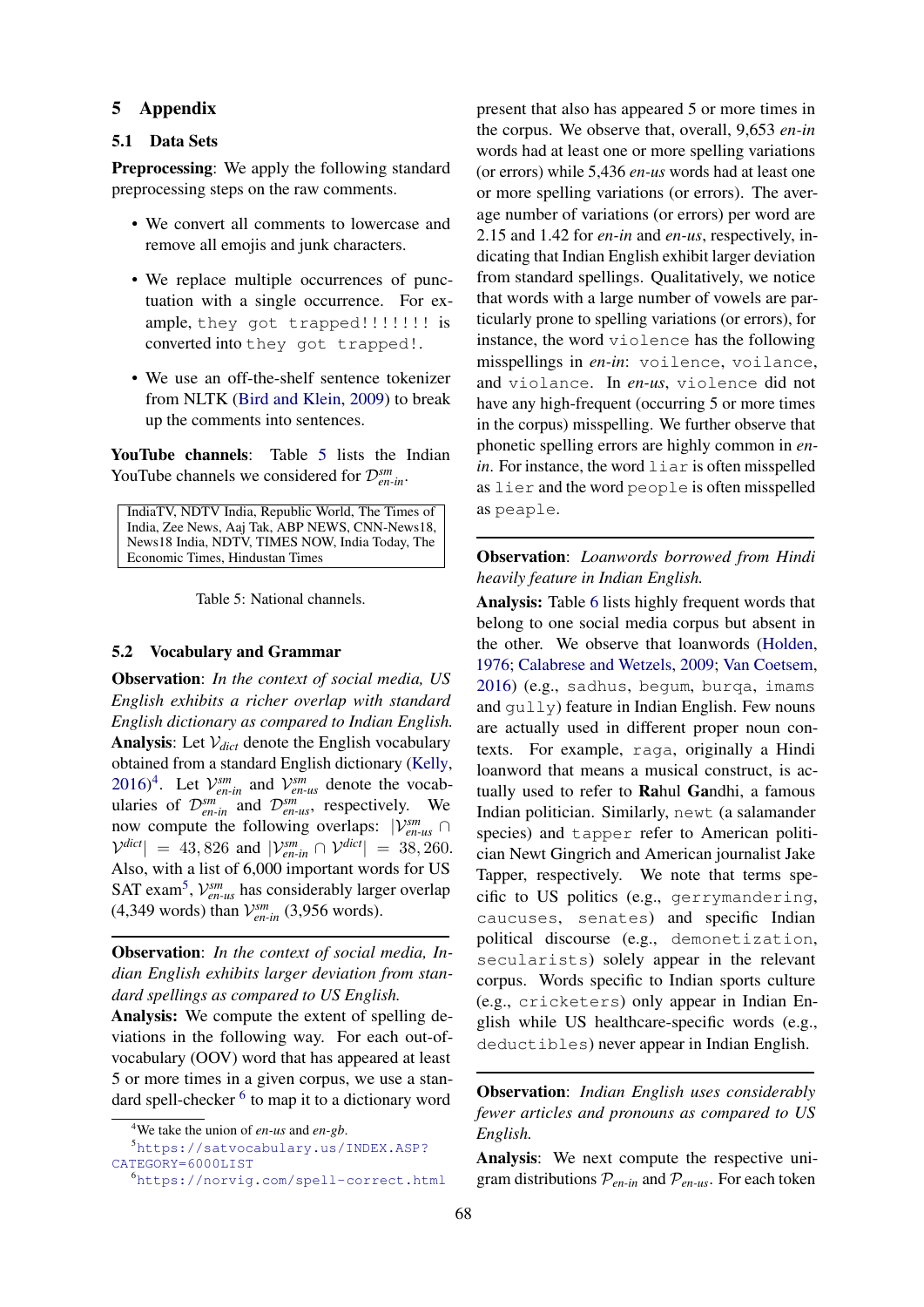## 5 Appendix

### 5.1 Data Sets

**Preprocessing**: We apply the following standard preprocessing steps on the raw comments.

- We convert all comments to lowercase and remove all emojis and junk characters.
- We replace multiple occurrences of punctuation with a single occurrence. For example, `they got trapped!!!!!!!` is converted into `they got trapped!`.
- We use an off-the-shelf sentence tokenizer from NLTK (Bird and Klein, 2009) to break up the comments into sentences.

**YouTube channels**: Table 5 lists the Indian YouTube channels we considered for $\mathcal{D}^{sm}_{en\text{-}in}$.

| IndiaTV, NDTV India, Republic World, The Times of India, Zee News, Aaj Tak, ABP NEWS, CNN-News18, News18 India, NDTV, TIMES NOW, India Today, The Economic Times, Hindustan Times |
|---|

Table 5: National channels.

### 5.2 Vocabulary and Grammar

**Observation**: *In the context of social media, US English exhibits a richer overlap with standard English dictionary as compared to Indian English.*
**Analysis**: Let $\mathcal{V}_{dict}$ denote the English vocabulary obtained from a standard English dictionary (Kelly, 2016)[4]. Let $\mathcal{V}^{sm}_{en\text{-}in}$ and $\mathcal{V}^{sm}_{en\text{-}us}$ denote the vocabularies of $\mathcal{D}^{sm}_{en\text{-}in}$ and $\mathcal{D}^{sm}_{en\text{-}us}$, respectively. We now compute the following overlaps: $|\mathcal{V}^{sm}_{en\text{-}us} \cap \mathcal{V}^{dict}| = 43,826$ and $|\mathcal{V}^{sm}_{en\text{-}in} \cap \mathcal{V}^{dict}| = 38,260$. Also, with a list of 6,000 important words for US SAT exam[5], $\mathcal{V}^{sm}_{en\text{-}us}$ has considerably larger overlap (4,349 words) than $\mathcal{V}^{sm}_{en\text{-}in}$ (3,956 words).

**Observation**: *In the context of social media, Indian English exhibits larger deviation from standard spellings as compared to US English.*
**Analysis:** We compute the extent of spelling deviations in the following way. For each out-of-vocabulary (OOV) word that has appeared at least 5 or more times in a given corpus, we use a standard spell-checker [6] to map it to a dictionary word present that also has appeared 5 or more times in the corpus. We observe that, overall, 9,653 *en-in* words had at least one or more spelling variations (or errors) while 5,436 *en-us* words had at least one or more spelling variations (or errors). The average number of variations (or errors) per word are 2.15 and 1.42 for *en-in* and *en-us*, respectively, indicating that Indian English exhibit larger deviation from standard spellings. Qualitatively, we notice that words with a large number of vowels are particularly prone to spelling variations (or errors), for instance, the word `violence` has the following misspellings in *en-in*: `voilence`, `voilance`, and `violance`. In *en-us*, `violence` did not have any high-frequent (occurring 5 or more times in the corpus) misspelling. We further observe that phonetic spelling errors are highly common in *en-in*. For instance, the word `liar` is often misspelled as `lier` and the word `people` is often misspelled as `peaple`.

**Observation**: *Loanwords borrowed from Hindi heavily feature in Indian English.*
**Analysis:** Table 6 lists highly frequent words that belong to one social media corpus but absent in the other. We observe that loanwords (Holden, 1976; Calabrese and Wetzels, 2009; Van Coetsem, 2016) (e.g., `sadhus`, `begum`, `burqa`, `imams` and `gully`) feature in Indian English. Few nouns are actually used in different proper noun contexts. For example, `raga`, originally a Hindi loanword that means a musical construct, is actually used to refer to **Ra**hul **Ga**ndhi, a famous Indian politician. Similarly, `newt` (a salamander species) and `tapper` refer to American politician Newt Gingrich and American journalist Jake Tapper, respectively. We note that terms specific to US politics (e.g., `gerrymandering`, `caucuses`, `senates`) and specific Indian political discourse (e.g., `demonetization`, `secularists`) solely appear in the relevant corpus. Words specific to Indian sports culture (e.g., `cricketers`) only appear in Indian English while US healthcare-specific words (e.g., `deductibles`) never appear in Indian English.

**Observation**: *Indian English uses considerably fewer articles and pronouns as compared to US English.*
**Analysis**: We next compute the respective unigram distributions $\mathcal{P}_{en\text{-}in}$ and $\mathcal{P}_{en\text{-}us}$. For each token

[4] We take the union of *en-us* and *en-gb*.
[5] https://satvocabulary.us/INDEX.ASP?CATEGORY=6000LIST
[6] https://norvig.com/spell-correct.html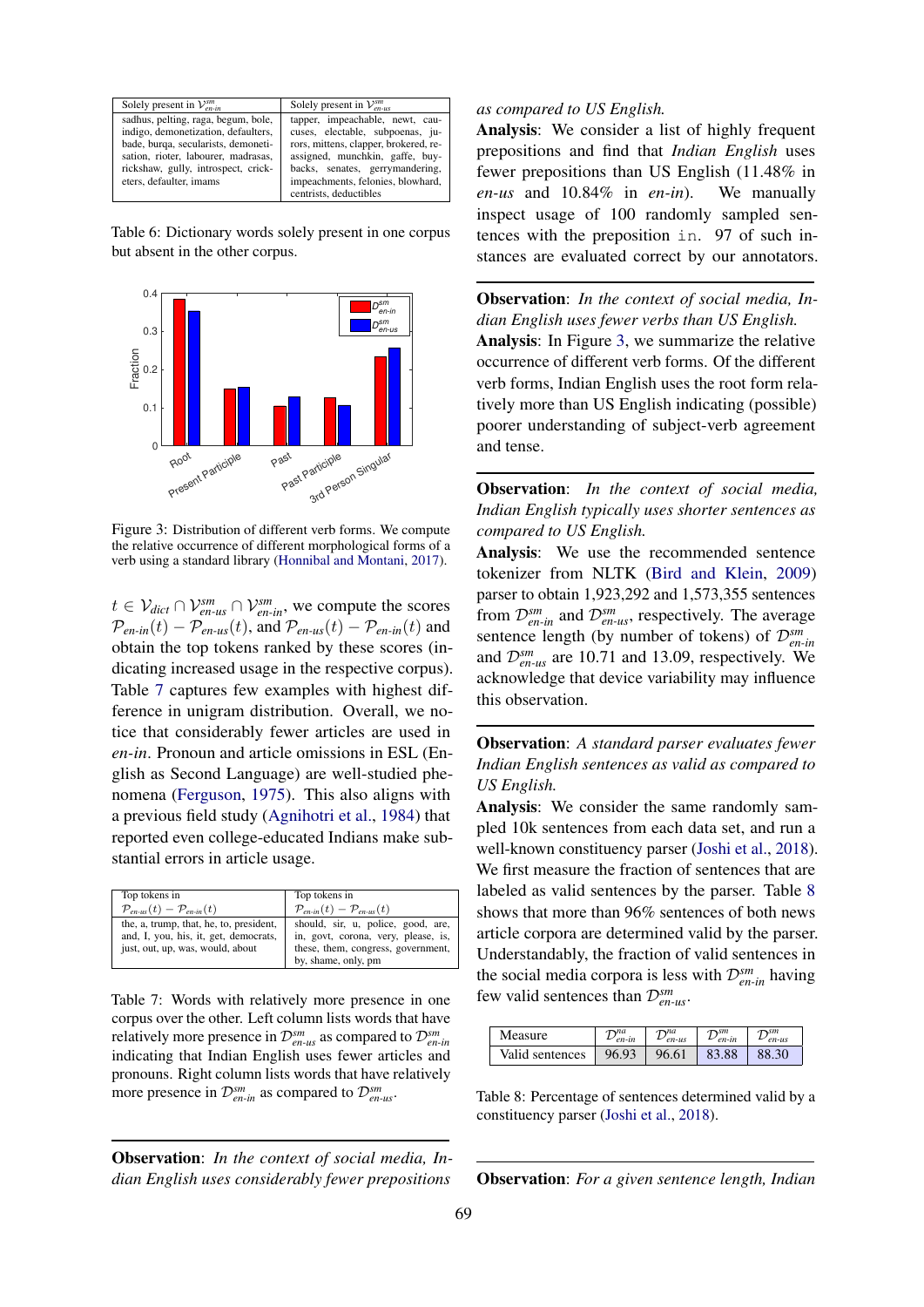| Solely present in $\mathcal{V}^{sm}_{en\text{-}in}$ | Solely present in $\mathcal{V}^{sm}_{en\text{-}us}$ |
|---|---|
| sadhus, pelting, raga, begum, bole, indigo, demonetization, defaulters, bade, burqa, secularists, demonetisation, rioter, labourer, madrasas, rickshaw, gully, introspect, cricketers, defaulter, imams | tapper, impeachable, newt, caucuses, electable, subpoenas, jurors, mittens, clapper, brokered, reassigned, munchkin, gaffe, buybacks, senates, gerrymandering, impeachments, felonies, blowhard, centrists, deductibles |

Table 6: Dictionary words solely present in one corpus but absent in the other corpus.

Figure 3: Distribution of different verb forms. We compute the relative occurrence of different morphological forms of a verb using a standard library (Honnibal and Montani, 2017).

$t \in \mathcal{V}_{dict} \cap \mathcal{V}^{sm}_{en\text{-}us} \cap \mathcal{V}^{sm}_{en\text{-}in}$, we compute the scores $\mathcal{P}_{en\text{-}in}(t) - \mathcal{P}_{en\text{-}us}(t)$, and $\mathcal{P}_{en\text{-}us}(t) - \mathcal{P}_{en\text{-}in}(t)$ and obtain the top tokens ranked by these scores (indicating increased usage in the respective corpus). Table 7 captures few examples with highest difference in unigram distribution. Overall, we notice that considerably fewer articles are used in *en-in*. Pronoun and article omissions in ESL (English as Second Language) are well-studied phenomena (Ferguson, 1975). This also aligns with a previous field study (Agnihotri et al., 1984) that reported even college-educated Indians make substantial errors in article usage.

| Top tokens in $\mathcal{P}_{en\text{-}us}(t) - \mathcal{P}_{en\text{-}in}(t)$ | Top tokens in $\mathcal{P}_{en\text{-}in}(t) - \mathcal{P}_{en\text{-}us}(t)$ |
|---|---|
| the, a, trump, that, he, to, president, and, I, you, his, it, get, democrats, just, out, up, was, would, about | should, sir, u, police, good, are, in, govt, corona, very, please, is, these, them, congress, government, by, shame, only, pm |

Table 7: Words with relatively more presence in one corpus over the other. Left column lists words that have relatively more presence in $\mathcal{D}^{sm}_{en\text{-}us}$ as compared to $\mathcal{D}^{sm}_{en\text{-}in}$ indicating that Indian English uses fewer articles and pronouns. Right column lists words that have relatively more presence in $\mathcal{D}^{sm}_{en\text{-}in}$ as compared to $\mathcal{D}^{sm}_{en\text{-}us}$.

**Observation**: *In the context of social media, Indian English uses considerably fewer prepositions as compared to US English.*
**Analysis**: We consider a list of highly frequent prepositions and find that *Indian English* uses fewer prepositions than US English (11.48% in *en-us* and 10.84% in *en-in*). We manually inspect usage of 100 randomly sampled sentences with the preposition `in`. 97 of such instances are evaluated correct by our annotators.

**Observation**: *In the context of social media, Indian English uses fewer verbs than US English.*
**Analysis**: In Figure 3, we summarize the relative occurrence of different verb forms. Of the different verb forms, Indian English uses the root form relatively more than US English indicating (possible) poorer understanding of subject-verb agreement and tense.

**Observation**: *In the context of social media, Indian English typically uses shorter sentences as compared to US English.*
**Analysis**: We use the recommended sentence tokenizer from NLTK (Bird and Klein, 2009) parser to obtain 1,923,292 and 1,573,355 sentences from $\mathcal{D}^{sm}_{en\text{-}in}$ and $\mathcal{D}^{sm}_{en\text{-}us}$, respectively. The average sentence length (by number of tokens) of $\mathcal{D}^{sm}_{en\text{-}in}$ and $\mathcal{D}^{sm}_{en\text{-}us}$ are 10.71 and 13.09, respectively. We acknowledge that device variability may influence this observation.

**Observation**: *A standard parser evaluates fewer Indian English sentences as valid as compared to US English.*
**Analysis**: We consider the same randomly sampled 10k sentences from each data set, and run a well-known constituency parser (Joshi et al., 2018). We first measure the fraction of sentences that are labeled as valid sentences by the parser. Table 8 shows that more than 96% sentences of both news article corpora are determined valid by the parser. Understandably, the fraction of valid sentences in the social media corpora is less with $\mathcal{D}^{sm}_{en\text{-}in}$ having few valid sentences than $\mathcal{D}^{sm}_{en\text{-}us}$.

| Measure | $\mathcal{D}^{na}_{en\text{-}in}$ | $\mathcal{D}^{na}_{en\text{-}us}$ | $\mathcal{D}^{sm}_{en\text{-}in}$ | $\mathcal{D}^{sm}_{en\text{-}us}$ |
|---|---|---|---|---|
| Valid sentences | 96.93 | 96.61 | 83.88 | 88.30 |

Table 8: Percentage of sentences determined valid by a constituency parser (Joshi et al., 2018).

**Observation**: *For a given sentence length, Indian*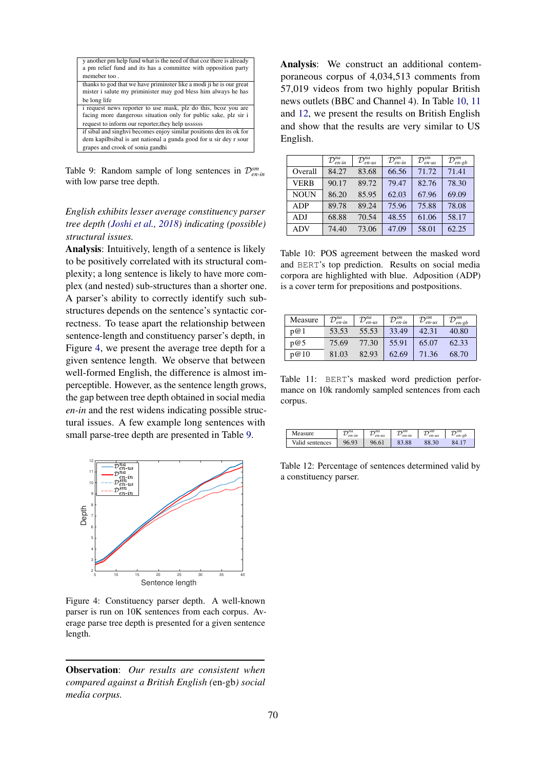| |
|---|
| y another pm help fund what is the need of that coz there is already a pm relief fund and its has a committee with opposition party memeber too . |
| thanks to god that we have priminster like a modi ji he is our great mister i salute my priminister may god bless him always he has be long life |
| i request news reporter to use mask, plz do this, bcoz you are facing more dangerous situation only for public sake, plz sir i request to inform our reporter,they help ussssss |
| if sibal and singhvi becomes enjoy similar positions den its ok for dem kapilbsibal is ant national a gunda good for u sir dey r sour grapes and crook of sonia gandhi |

Table 9: Random sample of long sentences in $\mathcal{D}^{sm}_{en\text{-}in}$ with low parse tree depth.

*English exhibits lesser average constituency parser tree depth (Joshi et al., 2018) indicating (possible) structural issues.*

**Analysis**: Intuitively, length of a sentence is likely to be positively correlated with its structural complexity; a long sentence is likely to have more complex (and nested) sub-structures than a shorter one. A parser's ability to correctly identify such substructures depends on the sentence's syntactic correctness. To tease apart the relationship between sentence-length and constituency parser's depth, in Figure 4, we present the average tree depth for a given sentence length. We observe that between well-formed English, the difference is almost imperceptible. However, as the sentence length grows, the gap between tree depth obtained in social media *en-in* and the rest widens indicating possible structural issues. A few example long sentences with small parse-tree depth are presented in Table 9.

Depth
Sentence length
2 3 4 5 6 7 8 9 10 11 12
5 10 15 20 25 30 35 40
$\mathcal{D}^{na}_{en\text{-}us}$
$\mathcal{D}^{na}_{en\text{-}in}$
$\mathcal{D}^{sm}_{en\text{-}us}$
$\mathcal{D}^{sm}_{en\text{-}in}$

Figure 4: Constituency parser depth. A well-known parser is run on 10K sentences from each corpus. Average parse tree depth is presented for a given sentence length.

**Observation**: *Our results are consistent when compared against a British English (*en-gb*) social media corpus.*

**Analysis**: We construct an additional contemporaneous corpus of 4,034,513 comments from 57,019 videos from two highly popular British news outlets (BBC and Channel 4). In Table 10, 11 and 12, we present the results on British English and show that the results are very similar to US English.

| | $\mathcal{D}^{na}_{en\text{-}in}$ | $\mathcal{D}^{na}_{en\text{-}us}$ | $\mathcal{D}^{sm}_{en\text{-}in}$ | $\mathcal{D}^{sm}_{en\text{-}us}$ | $\mathcal{D}^{sm}_{en\text{-}gb}$ |
|---|---|---|---|---|---|
| Overall | 84.27 | 83.68 | 66.56 | 71.72 | 71.41 |
| VERB | 90.17 | 89.72 | 79.47 | 82.76 | 78.30 |
| NOUN | 86.20 | 85.95 | 62.03 | 67.96 | 69.09 |
| ADP | 89.78 | 89.24 | 75.96 | 75.88 | 78.08 |
| ADJ | 68.88 | 70.54 | 48.55 | 61.06 | 58.17 |
| ADV | 74.40 | 73.06 | 47.09 | 58.01 | 62.25 |

Table 10: POS agreement between the masked word and BERT's top prediction. Results on social media corpora are highlighted with blue. Adposition (ADP) is a cover term for prepositions and postpositions.

| Measure | $\mathcal{D}^{na}_{en\text{-}in}$ | $\mathcal{D}^{na}_{en\text{-}us}$ | $\mathcal{D}^{sm}_{en\text{-}in}$ | $\mathcal{D}^{sm}_{en\text{-}us}$ | $\mathcal{D}^{sm}_{en\text{-}gb}$ |
|---|---|---|---|---|---|
| p@1 | 53.53 | 55.53 | 33.49 | 42.31 | 40.80 |
| p@5 | 75.69 | 77.30 | 55.91 | 65.07 | 62.33 |
| p@10 | 81.03 | 82.93 | 62.69 | 71.36 | 68.70 |

Table 11: BERT's masked word prediction performance on 10k randomly sampled sentences from each corpus.

| Measure | $\mathcal{D}^{na}_{en\text{-}in}$ | $\mathcal{D}^{na}_{en\text{-}us}$ | $\mathcal{D}^{sm}_{en\text{-}in}$ | $\mathcal{D}^{sm}_{en\text{-}us}$ | $\mathcal{D}^{sm}_{en\text{-}gb}$ |
|---|---|---|---|---|---|
| Valid sentences | 96.93 | 96.61 | 83.88 | 88.30 | 84.17 |

Table 12: Percentage of sentences determined valid by a constituency parser.